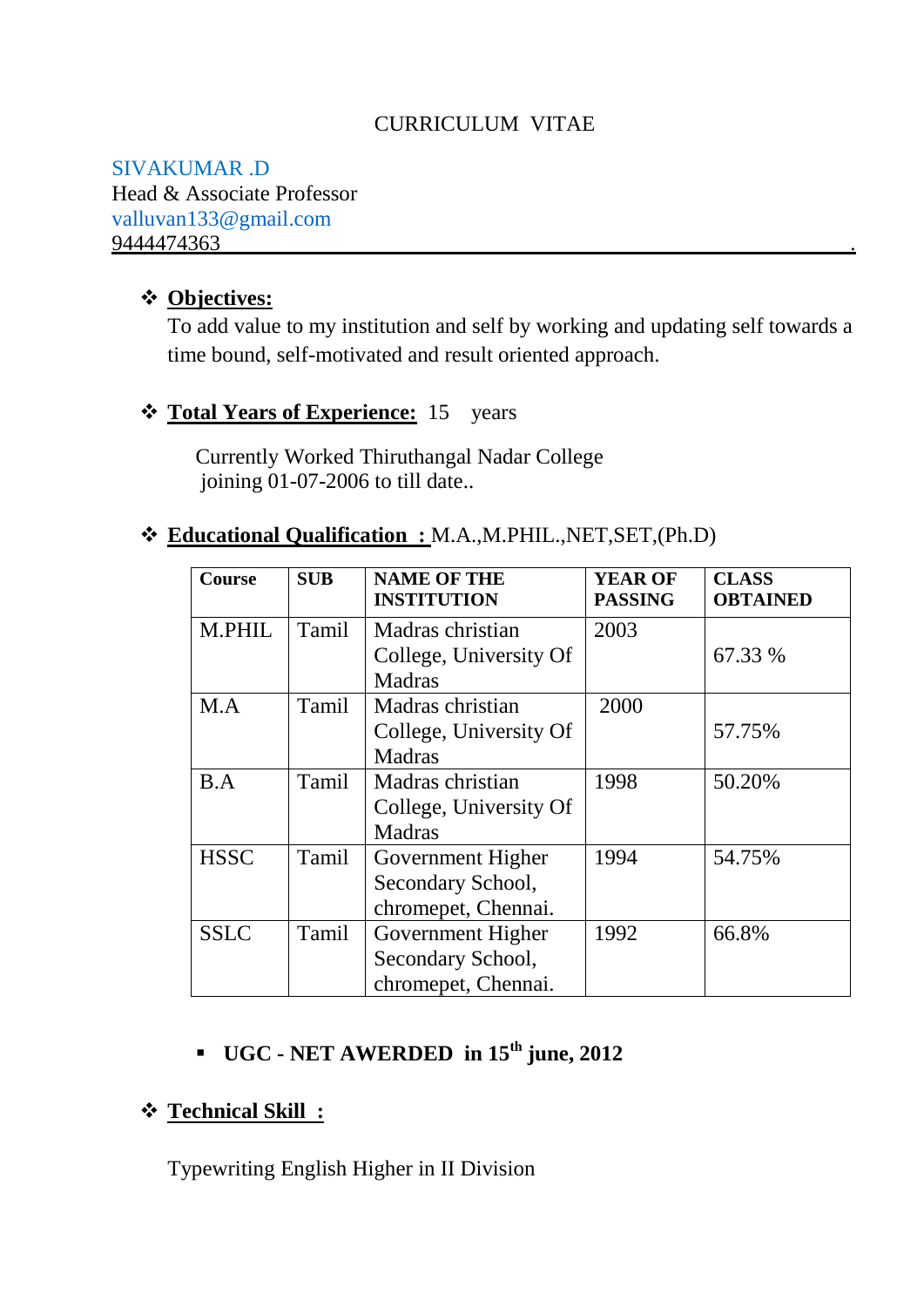# CURRICULUM VITAE

SIVAKUMAR .D
Head & Associate Professor
valluvan133@gmail.com
9444474363

---

- **Objectives:**

  To add value to my institution and self by working and updating self towards a time bound, self-motivated and result oriented approach.

- **Total Years of Experience:** 15 years

  Currently Worked Thiruthangal Nadar College joining 01-07-2006 to till date..

- **Educational Qualification :** M.A.,M.PHIL.,NET,SET,(Ph.D)

| Course | SUB | NAME OF THE INSTITUTION | YEAR OF PASSING | CLASS OBTAINED |
|---|---|---|---|---|
| M.PHIL | Tamil | Madras christian College, University Of Madras | 2003 | 67.33 % |
| M.A | Tamil | Madras christian College, University Of Madras | 2000 | 57.75% |
| B.A | Tamil | Madras christian College, University Of Madras | 1998 | 50.20% |
| HSSC | Tamil | Government Higher Secondary School, chromepet, Chennai. | 1994 | 54.75% |
| SSLC | Tamil | Government Higher Secondary School, chromepet, Chennai. | 1992 | 66.8% |

  - **UGC - NET AWERDED in 15th june, 2012**

- **Technical Skill :**

  Typewriting English Higher in II Division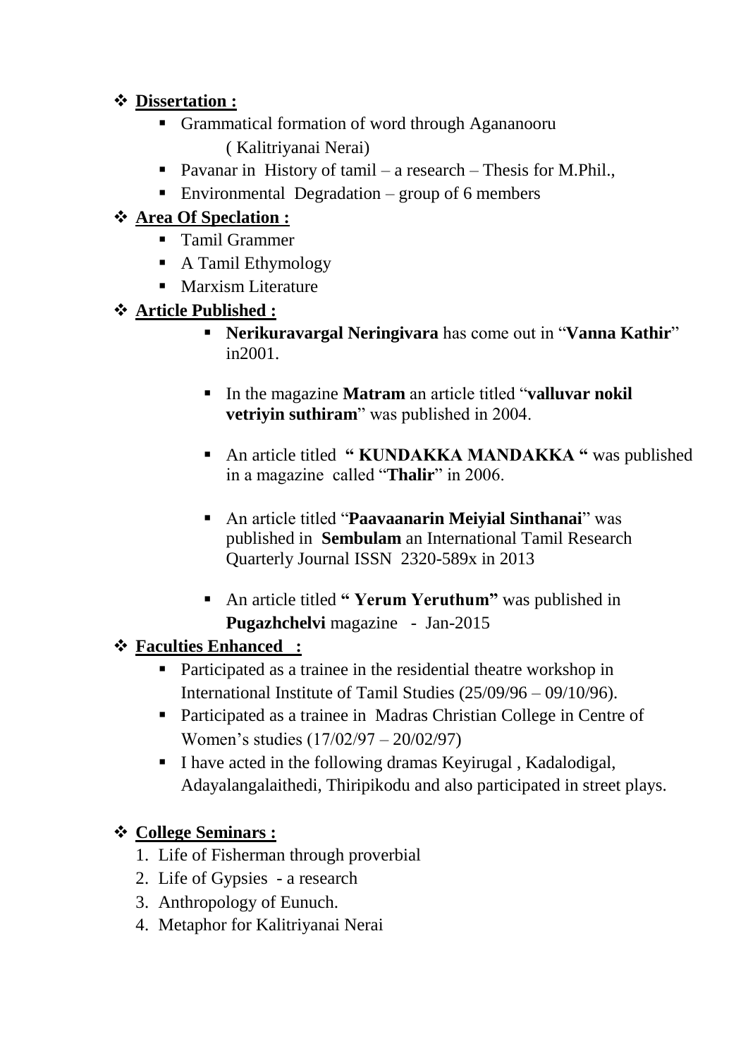- **Dissertation :**
    - Grammatical formation of word through Agananooru ( Kalitriyanai Nerai)
    - Pavanar in History of tamil – a research – Thesis for M.Phil.,
    - Environmental Degradation – group of 6 members
- **Area Of Speclation :**
    - Tamil Grammer
    - A Tamil Ethymology
    - Marxism Literature
- **Article Published :**
    - **Nerikuravargal Neringivara** has come out in "**Vanna Kathir**" in2001.
    - In the magazine **Matram** an article titled "**valluvar nokil vetriyin suthiram**" was published in 2004.
    - An article titled **" KUNDAKKA MANDAKKA "** was published in a magazine called "**Thalir**" in 2006.
    - An article titled "**Paavaanarin Meiyial Sinthanai**" was published in **Sembulam** an International Tamil Research Quarterly Journal ISSN 2320-589x in 2013
    - An article titled **" Yerum Yeruthum"** was published in **Pugazhchelvi** magazine - Jan-2015
- **Faculties Enhanced :**
    - Participated as a trainee in the residential theatre workshop in International Institute of Tamil Studies (25/09/96 – 09/10/96).
    - Participated as a trainee in Madras Christian College in Centre of Women's studies (17/02/97 – 20/02/97)
    - I have acted in the following dramas Keyirugal , Kadalodigal, Adayalangalaithedi, Thiripikodu and also participated in street plays.
- **College Seminars :**
    1. Life of Fisherman through proverbial
    2. Life of Gypsies - a research
    3. Anthropology of Eunuch.
    4. Metaphor for Kalitriyanai Nerai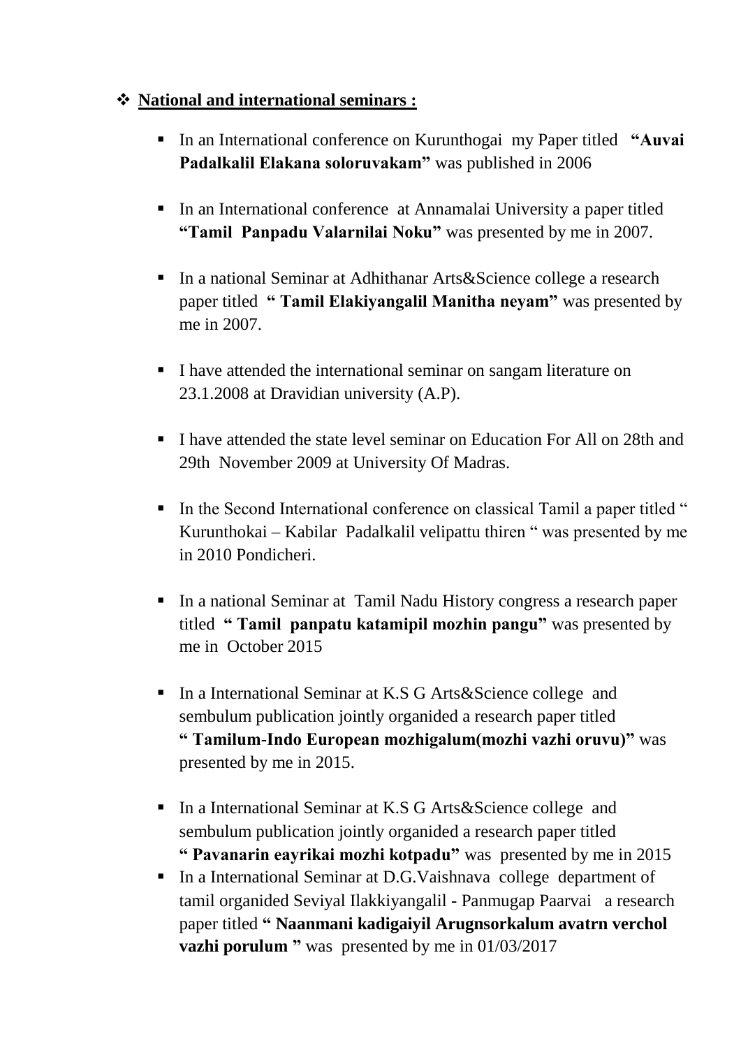- **National and international seminars :**

  - In an International conference on Kurunthogai my Paper titled **"Auvai Padalkalil Elakana soloruvakam"** was published in 2006

  - In an International conference at Annamalai University a paper titled **"Tamil Panpadu Valarnilai Noku"** was presented by me in 2007.

  - In a national Seminar at Adhithanar Arts&Science college a research paper titled **" Tamil Elakiyangalil Manitha neyam"** was presented by me in 2007.

  - I have attended the international seminar on sangam literature on 23.1.2008 at Dravidian university (A.P).

  - I have attended the state level seminar on Education For All on 28th and 29th November 2009 at University Of Madras.

  - In the Second International conference on classical Tamil a paper titled " Kurunthokai – Kabilar Padalkalil velipattu thiren " was presented by me in 2010 Pondicheri.

  - In a national Seminar at Tamil Nadu History congress a research paper titled **" Tamil panpatu katamipil mozhin pangu"** was presented by me in October 2015

  - In a International Seminar at K.S G Arts&Science college and sembulum publication jointly organided a research paper titled **" Tamilum-Indo European mozhigalum(mozhi vazhi oruvu)"** was presented by me in 2015.

  - In a International Seminar at K.S G Arts&Science college and sembulum publication jointly organided a research paper titled **" Pavanarin eayrikai mozhi kotpadu"** was presented by me in 2015
  - In a International Seminar at D.G.Vaishnava college department of tamil organided Seviyal Ilakkiyangalil - Panmugap Paarvai a research paper titled **" Naanmani kadigaiyil Arugnsorkalum avatrn verchol vazhi porulum "** was presented by me in 01/03/2017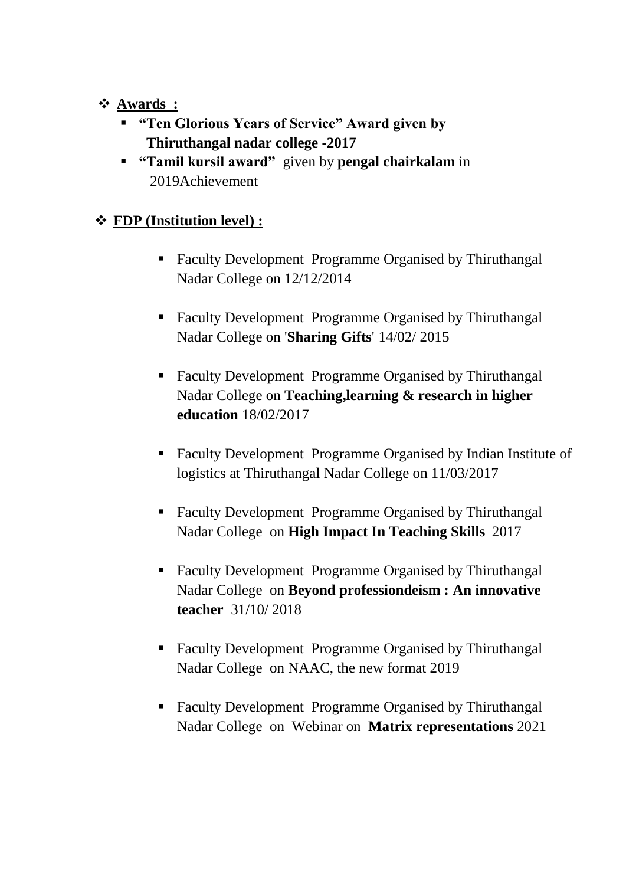- **Awards :**
  - **"Ten Glorious Years of Service" Award given by Thiruthangal nadar college -2017**
  - **"Tamil kursil award"** given by **pengal chairkalam** in 2019Achievement

- **FDP (Institution level) :**
  - Faculty Development Programme Organised by Thiruthangal Nadar College on 12/12/2014
  - Faculty Development Programme Organised by Thiruthangal Nadar College on '**Sharing Gifts**' 14/02/ 2015
  - Faculty Development Programme Organised by Thiruthangal Nadar College on **Teaching,learning & research in higher education** 18/02/2017
  - Faculty Development Programme Organised by Indian Institute of logistics at Thiruthangal Nadar College on 11/03/2017
  - Faculty Development Programme Organised by Thiruthangal Nadar College on **High Impact In Teaching Skills** 2017
  - Faculty Development Programme Organised by Thiruthangal Nadar College on **Beyond professiondeism : An innovative teacher** 31/10/ 2018
  - Faculty Development Programme Organised by Thiruthangal Nadar College on NAAC, the new format 2019
  - Faculty Development Programme Organised by Thiruthangal Nadar College on Webinar on **Matrix representations** 2021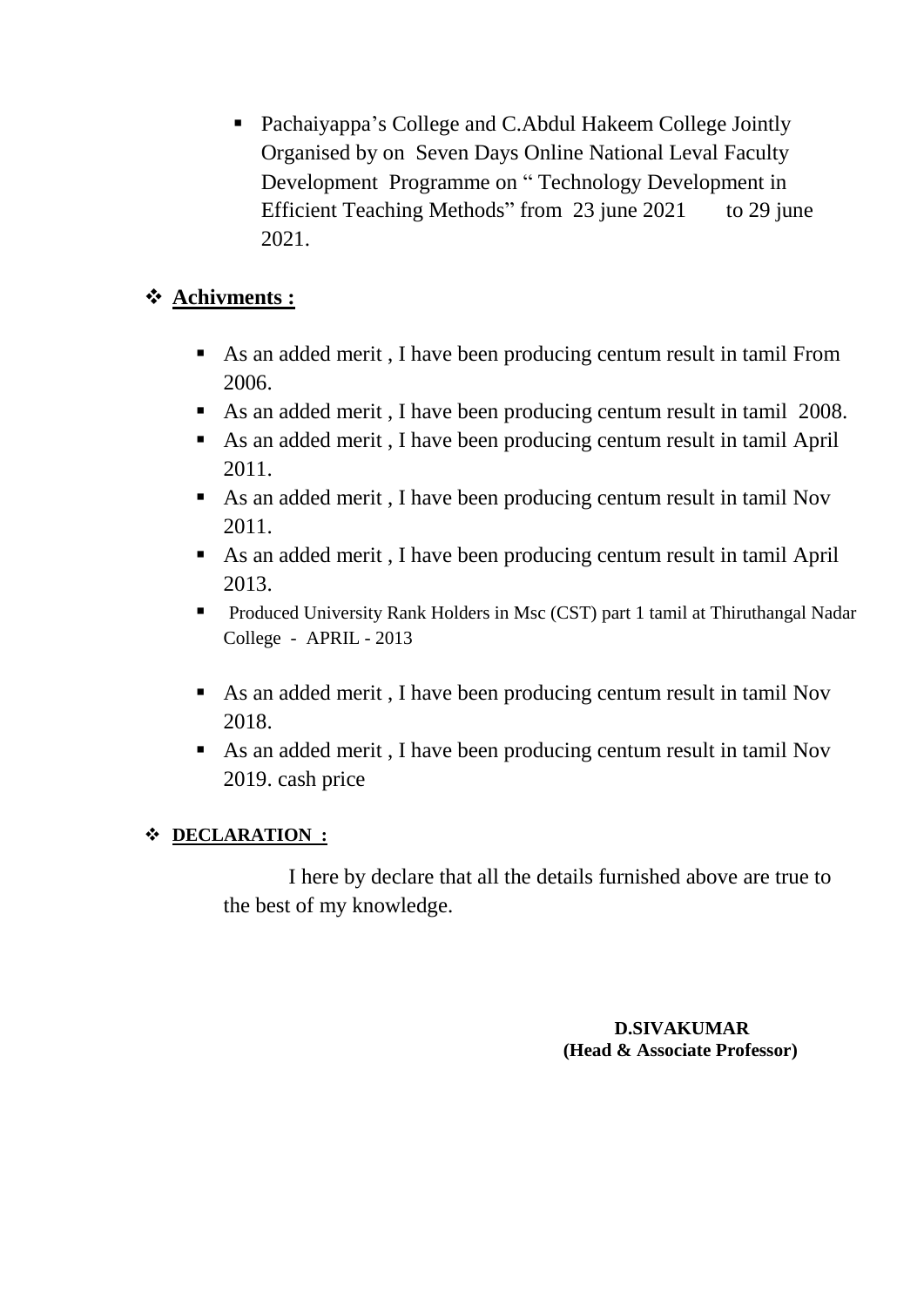- Pachaiyappa's College and C.Abdul Hakeem College Jointly Organised by on Seven Days Online National Leval Faculty Development Programme on " Technology Development in Efficient Teaching Methods" from 23 june 2021 to 29 june 2021.

## ❖ **Achivments :**

- As an added merit , I have been producing centum result in tamil From 2006.
- As an added merit , I have been producing centum result in tamil 2008.
- As an added merit , I have been producing centum result in tamil April 2011.
- As an added merit , I have been producing centum result in tamil Nov 2011.
- As an added merit , I have been producing centum result in tamil April 2013.
- Produced University Rank Holders in Msc (CST) part 1 tamil at Thiruthangal Nadar College - APRIL - 2013
- As an added merit , I have been producing centum result in tamil Nov 2018.
- As an added merit , I have been producing centum result in tamil Nov 2019. cash price

## ❖ **DECLARATION :**

I here by declare that all the details furnished above are true to the best of my knowledge.

**D.SIVAKUMAR**
**(Head & Associate Professor)**